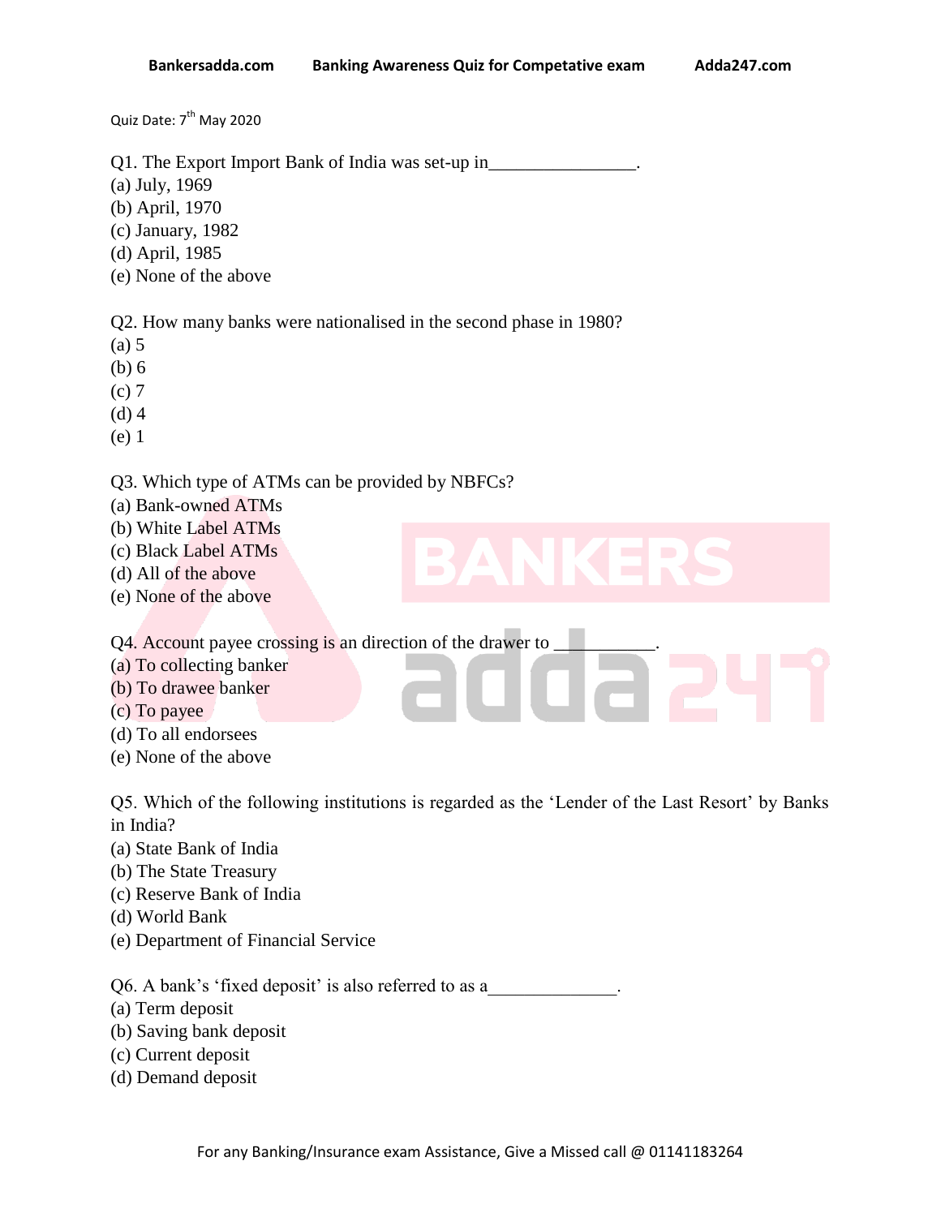Quiz Date: 7th May 2020

Q1. The Export Import Bank of India was set-up in________________.

(a) July, 1969
(b) April, 1970
(c) January, 1982
(d) April, 1985
(e) None of the above

Q2. How many banks were nationalised in the second phase in 1980?

(a) 5
(b) 6
(c) 7
(d) 4
(e) 1

Q3. Which type of ATMs can be provided by NBFCs?

(a) Bank-owned ATMs
(b) White Label ATMs
(c) Black Label ATMs
(d) All of the above
(e) None of the above

Q4. Account payee crossing is an direction of the drawer to ___________.

(a) To collecting banker
(b) To drawee banker
(c) To payee
(d) To all endorsees
(e) None of the above

Q5. Which of the following institutions is regarded as the 'Lender of the Last Resort' by Banks in India?

(a) State Bank of India
(b) The State Treasury
(c) Reserve Bank of India
(d) World Bank
(e) Department of Financial Service

Q6. A bank's 'fixed deposit' is also referred to as a______________.

(a) Term deposit
(b) Saving bank deposit
(c) Current deposit
(d) Demand deposit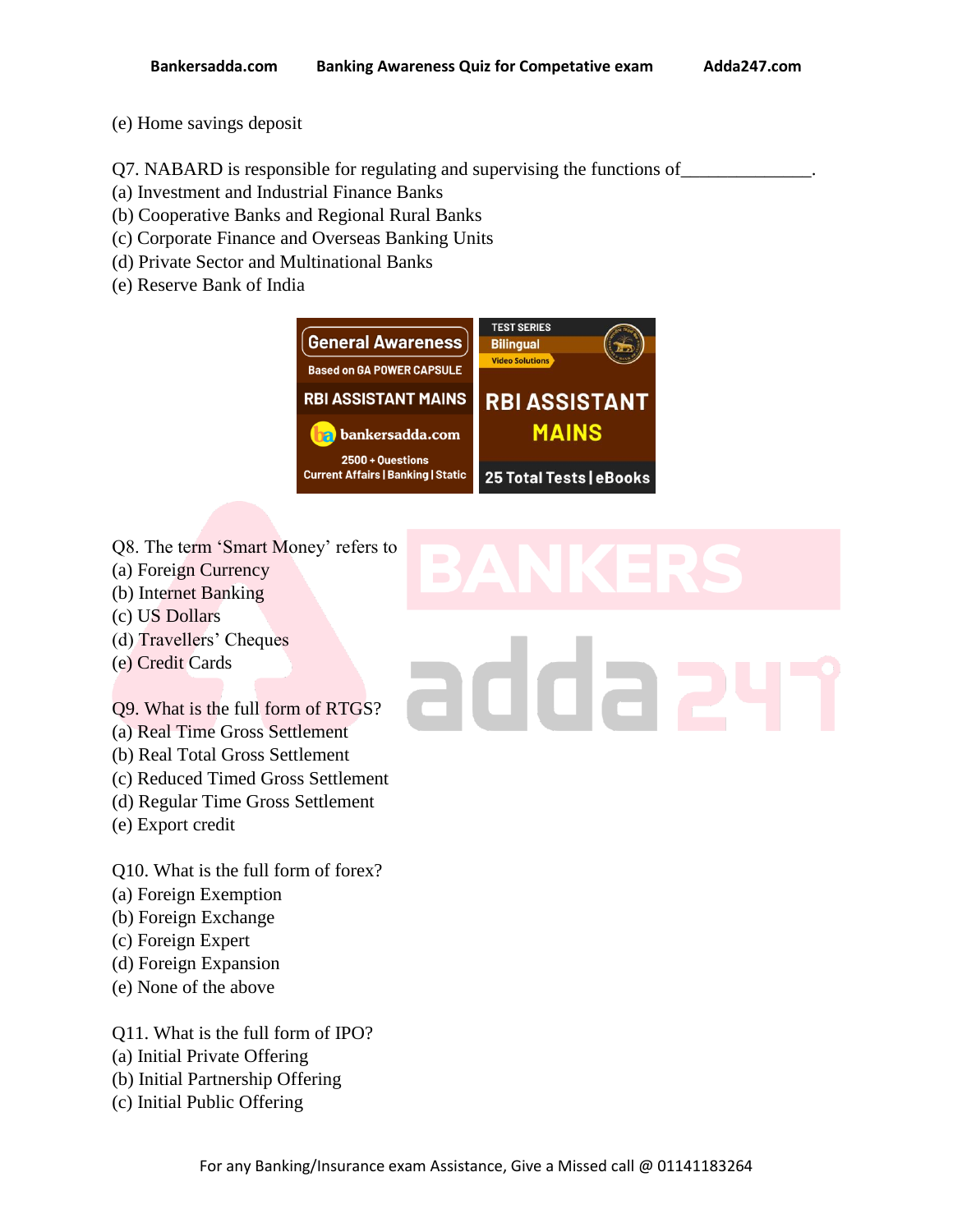(e) Home savings deposit

Q7. NABARD is responsible for regulating and supervising the functions of______________.
(a) Investment and Industrial Finance Banks
(b) Cooperative Banks and Regional Rural Banks
(c) Corporate Finance and Overseas Banking Units
(d) Private Sector and Multinational Banks
(e) Reserve Bank of India

Q8. The term 'Smart Money' refers to
(a) Foreign Currency
(b) Internet Banking
(c) US Dollars
(d) Travellers' Cheques
(e) Credit Cards

Q9. What is the full form of RTGS?
(a) Real Time Gross Settlement
(b) Real Total Gross Settlement
(c) Reduced Timed Gross Settlement
(d) Regular Time Gross Settlement
(e) Export credit

Q10. What is the full form of forex?
(a) Foreign Exemption
(b) Foreign Exchange
(c) Foreign Expert
(d) Foreign Expansion
(e) None of the above

Q11. What is the full form of IPO?
(a) Initial Private Offering
(b) Initial Partnership Offering
(c) Initial Public Offering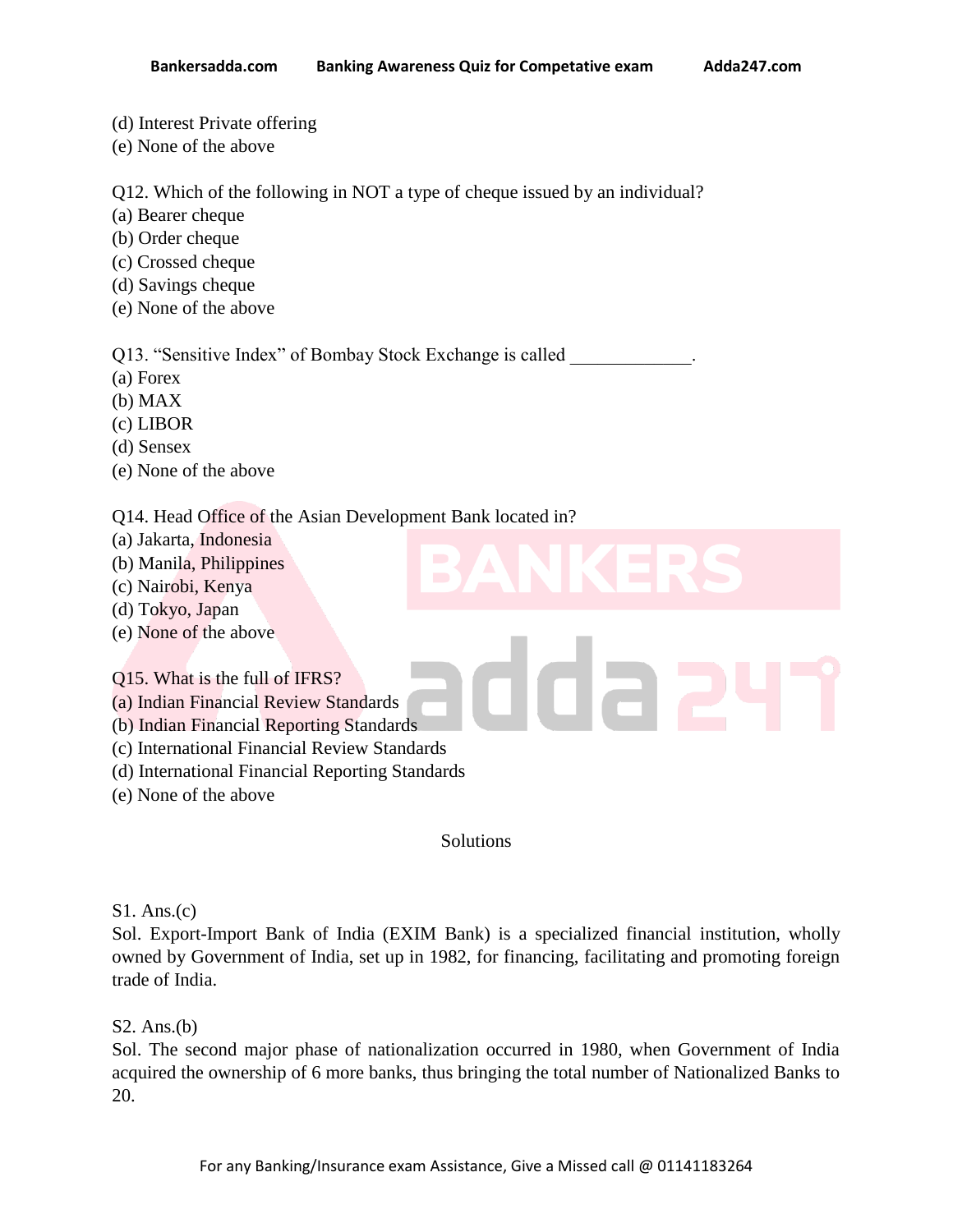(d) Interest Private offering
(e) None of the above

Q12. Which of the following in NOT a type of cheque issued by an individual?
(a) Bearer cheque
(b) Order cheque
(c) Crossed cheque
(d) Savings cheque
(e) None of the above

Q13. “Sensitive Index” of Bombay Stock Exchange is called _____________.
(a) Forex
(b) MAX
(c) LIBOR
(d) Sensex
(e) None of the above

Q14. Head Office of the Asian Development Bank located in?
(a) Jakarta, Indonesia
(b) Manila, Philippines
(c) Nairobi, Kenya
(d) Tokyo, Japan
(e) None of the above

Q15. What is the full of IFRS?
(a) Indian Financial Review Standards
(b) Indian Financial Reporting Standards
(c) International Financial Review Standards
(d) International Financial Reporting Standards
(e) None of the above

## Solutions

S1. Ans.(c)
Sol. Export-Import Bank of India (EXIM Bank) is a specialized financial institution, wholly owned by Government of India, set up in 1982, for financing, facilitating and promoting foreign trade of India.

S2. Ans.(b)
Sol. The second major phase of nationalization occurred in 1980, when Government of India acquired the ownership of 6 more banks, thus bringing the total number of Nationalized Banks to 20.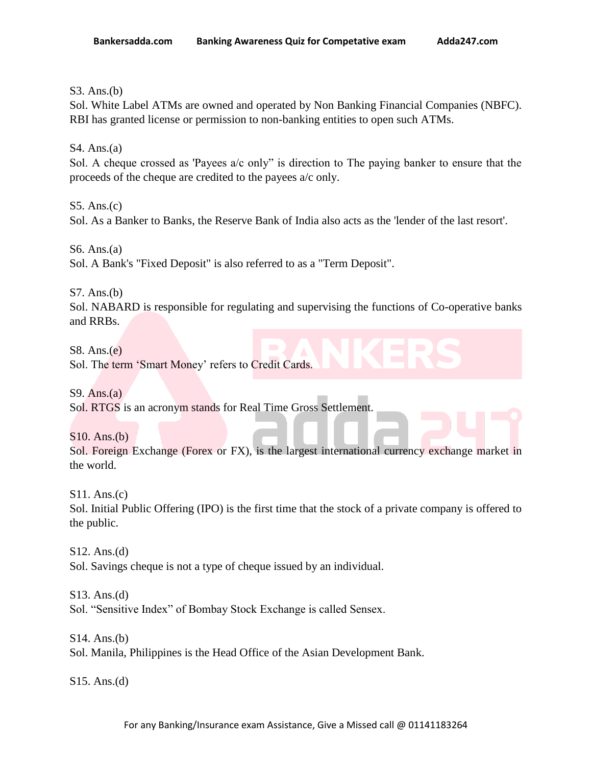S3. Ans.(b)
Sol. White Label ATMs are owned and operated by Non Banking Financial Companies (NBFC). RBI has granted license or permission to non-banking entities to open such ATMs.

S4. Ans.(a)
Sol. A cheque crossed as 'Payees a/c only" is direction to The paying banker to ensure that the proceeds of the cheque are credited to the payees a/c only.

S5. Ans.(c)
Sol. As a Banker to Banks, the Reserve Bank of India also acts as the 'lender of the last resort'.

S6. Ans.(a)
Sol. A Bank's "Fixed Deposit" is also referred to as a "Term Deposit".

S7. Ans.(b)
Sol. NABARD is responsible for regulating and supervising the functions of Co-operative banks and RRBs.

S8. Ans.(e)
Sol. The term 'Smart Money' refers to Credit Cards.

S9. Ans.(a)
Sol. RTGS is an acronym stands for Real Time Gross Settlement.

S10. Ans.(b)
Sol. Foreign Exchange (Forex or FX), is the largest international currency exchange market in the world.

S11. Ans.(c)
Sol. Initial Public Offering (IPO) is the first time that the stock of a private company is offered to the public.

S12. Ans.(d)
Sol. Savings cheque is not a type of cheque issued by an individual.

S13. Ans.(d)
Sol. "Sensitive Index" of Bombay Stock Exchange is called Sensex.

S14. Ans.(b)
Sol. Manila, Philippines is the Head Office of the Asian Development Bank.

S15. Ans.(d)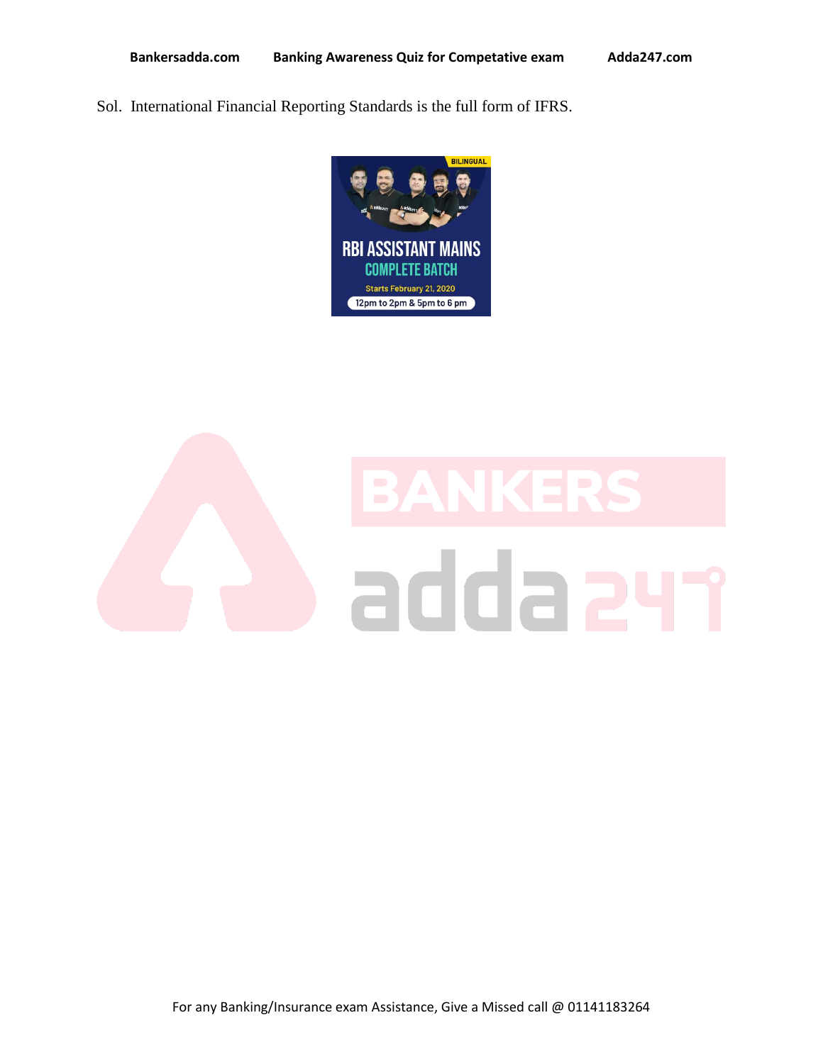Sol. International Financial Reporting Standards is the full form of IFRS.